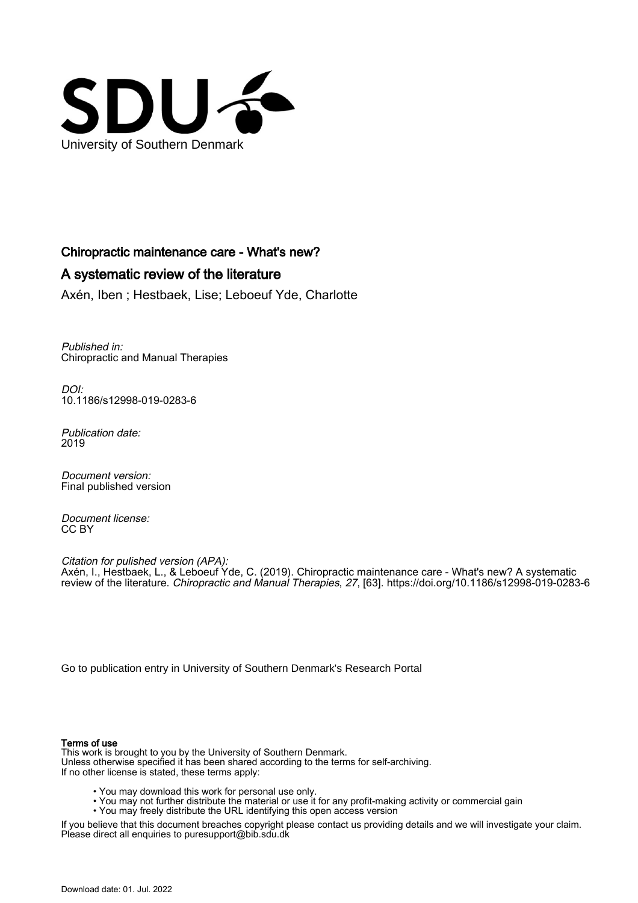University of Southern Denmark

# Chiropractic maintenance care - What's new?

## A systematic review of the literature

Axén, Iben ; Hestbaek, Lise; Leboeuf Yde, Charlotte

*Published in:*
Chiropractic and Manual Therapies

*DOI:*
10.1186/s12998-019-0283-6

*Publication date:*
2019

*Document version:*
Final published version

*Document license:*
CC BY

*Citation for pulished version (APA):*
Axén, I., Hestbaek, L., & Leboeuf Yde, C. (2019). Chiropractic maintenance care - What's new? A systematic review of the literature. *Chiropractic and Manual Therapies*, *27*, [63]. https://doi.org/10.1186/s12998-019-0283-6

Go to publication entry in University of Southern Denmark's Research Portal

**Terms of use**

This work is brought to you by the University of Southern Denmark.
Unless otherwise specified it has been shared according to the terms for self-archiving.
If no other license is stated, these terms apply:

- You may download this work for personal use only.
- You may not further distribute the material or use it for any profit-making activity or commercial gain
- You may freely distribute the URL identifying this open access version

If you believe that this document breaches copyright please contact us providing details and we will investigate your claim.
Please direct all enquiries to puresupport@bib.sdu.dk

Download date: 01. Jul. 2022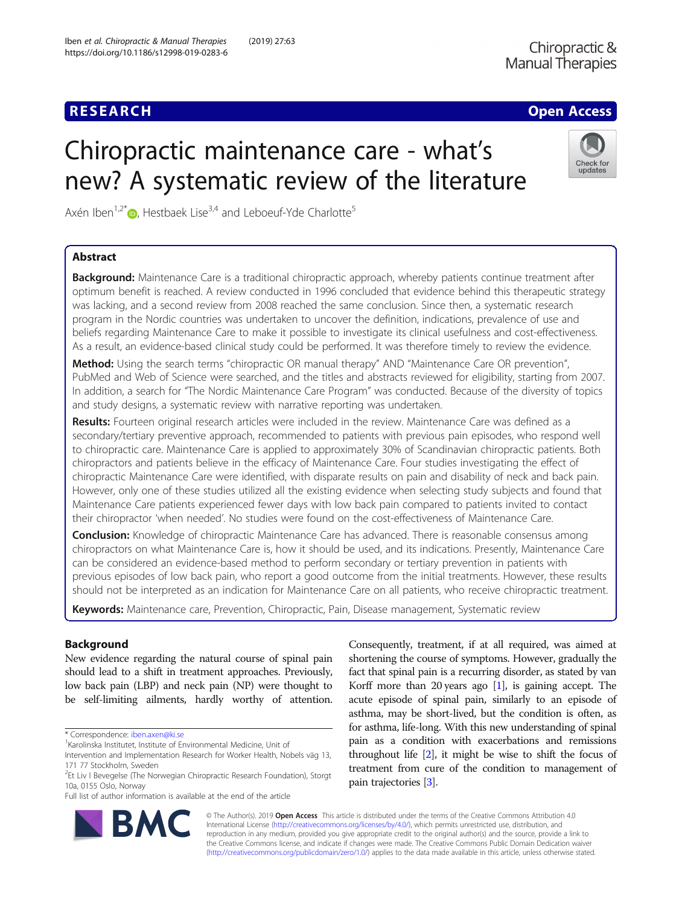# Chiropractic maintenance care - what's new? A systematic review of the literature

Axén Iben[1,2*], Hestbaek Lise[3,4] and Leboeuf-Yde Charlotte[5]

## Abstract

**Background:** Maintenance Care is a traditional chiropractic approach, whereby patients continue treatment after optimum benefit is reached. A review conducted in 1996 concluded that evidence behind this therapeutic strategy was lacking, and a second review from 2008 reached the same conclusion. Since then, a systematic research program in the Nordic countries was undertaken to uncover the definition, indications, prevalence of use and beliefs regarding Maintenance Care to make it possible to investigate its clinical usefulness and cost-effectiveness. As a result, an evidence-based clinical study could be performed. It was therefore timely to review the evidence.

**Method:** Using the search terms "chiropractic OR manual therapy" AND "Maintenance Care OR prevention", PubMed and Web of Science were searched, and the titles and abstracts reviewed for eligibility, starting from 2007. In addition, a search for "The Nordic Maintenance Care Program" was conducted. Because of the diversity of topics and study designs, a systematic review with narrative reporting was undertaken.

**Results:** Fourteen original research articles were included in the review. Maintenance Care was defined as a secondary/tertiary preventive approach, recommended to patients with previous pain episodes, who respond well to chiropractic care. Maintenance Care is applied to approximately 30% of Scandinavian chiropractic patients. Both chiropractors and patients believe in the efficacy of Maintenance Care. Four studies investigating the effect of chiropractic Maintenance Care were identified, with disparate results on pain and disability of neck and back pain. However, only one of these studies utilized all the existing evidence when selecting study subjects and found that Maintenance Care patients experienced fewer days with low back pain compared to patients invited to contact their chiropractor 'when needed'. No studies were found on the cost-effectiveness of Maintenance Care.

**Conclusion:** Knowledge of chiropractic Maintenance Care has advanced. There is reasonable consensus among chiropractors on what Maintenance Care is, how it should be used, and its indications. Presently, Maintenance Care can be considered an evidence-based method to perform secondary or tertiary prevention in patients with previous episodes of low back pain, who report a good outcome from the initial treatments. However, these results should not be interpreted as an indication for Maintenance Care on all patients, who receive chiropractic treatment.

**Keywords:** Maintenance care, Prevention, Chiropractic, Pain, Disease management, Systematic review

## Background

New evidence regarding the natural course of spinal pain should lead to a shift in treatment approaches. Previously, low back pain (LBP) and neck pain (NP) were thought to be self-limiting ailments, hardly worthy of attention. Consequently, treatment, if at all required, was aimed at shortening the course of symptoms. However, gradually the fact that spinal pain is a recurring disorder, as stated by van Korff more than 20 years ago [1], is gaining accept. The acute episode of spinal pain, similarly to an episode of asthma, may be short-lived, but the condition is often, as for asthma, life-long. With this new understanding of spinal pain as a condition with exacerbations and remissions throughout life [2], it might be wise to shift the focus of treatment from cure of the condition to management of pain trajectories [3].

* Correspondence: iben.axen@ki.se
[1]Karolinska Institutet, Institute of Environmental Medicine, Unit of Intervention and Implementation Research for Worker Health, Nobels väg 13, 171 77 Stockholm, Sweden
[2]Et Liv I Bevegelse (The Norwegian Chiropractic Research Foundation), Storgt 10a, 0155 Oslo, Norway
Full list of author information is available at the end of the article

© The Author(s). 2019 **Open Access** This article is distributed under the terms of the Creative Commons Attribution 4.0 International License (http://creativecommons.org/licenses/by/4.0/), which permits unrestricted use, distribution, and reproduction in any medium, provided you give appropriate credit to the original author(s) and the source, provide a link to the Creative Commons license, and indicate if changes were made. The Creative Commons Public Domain Dedication waiver (http://creativecommons.org/publicdomain/zero/1.0/) applies to the data made available in this article, unless otherwise stated.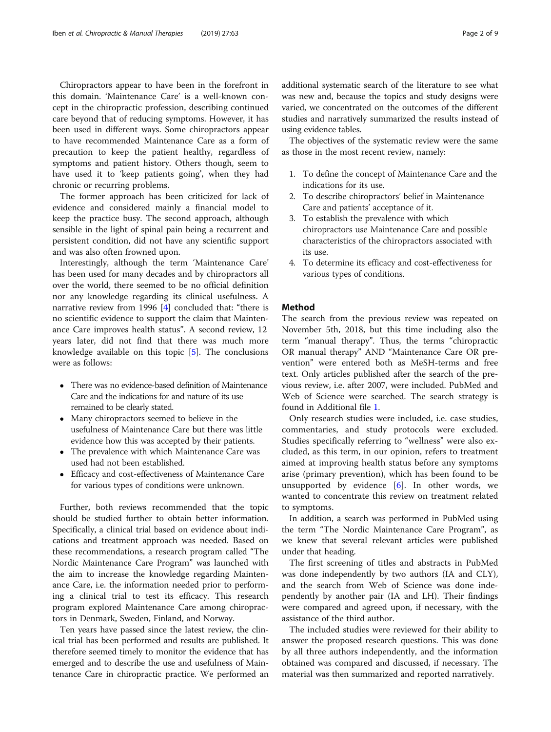Chiropractors appear to have been in the forefront in this domain. 'Maintenance Care' is a well-known concept in the chiropractic profession, describing continued care beyond that of reducing symptoms. However, it has been used in different ways. Some chiropractors appear to have recommended Maintenance Care as a form of precaution to keep the patient healthy, regardless of symptoms and patient history. Others though, seem to have used it to 'keep patients going', when they had chronic or recurring problems.

The former approach has been criticized for lack of evidence and considered mainly a financial model to keep the practice busy. The second approach, although sensible in the light of spinal pain being a recurrent and persistent condition, did not have any scientific support and was also often frowned upon.

Interestingly, although the term 'Maintenance Care' has been used for many decades and by chiropractors all over the world, there seemed to be no official definition nor any knowledge regarding its clinical usefulness. A narrative review from 1996 [4] concluded that: "there is no scientific evidence to support the claim that Maintenance Care improves health status". A second review, 12 years later, did not find that there was much more knowledge available on this topic [5]. The conclusions were as follows:

- There was no evidence-based definition of Maintenance Care and the indications for and nature of its use remained to be clearly stated.
- Many chiropractors seemed to believe in the usefulness of Maintenance Care but there was little evidence how this was accepted by their patients.
- The prevalence with which Maintenance Care was used had not been established.
- Efficacy and cost-effectiveness of Maintenance Care for various types of conditions were unknown.

Further, both reviews recommended that the topic should be studied further to obtain better information. Specifically, a clinical trial based on evidence about indications and treatment approach was needed. Based on these recommendations, a research program called "The Nordic Maintenance Care Program" was launched with the aim to increase the knowledge regarding Maintenance Care, i.e. the information needed prior to performing a clinical trial to test its efficacy. This research program explored Maintenance Care among chiropractors in Denmark, Sweden, Finland, and Norway.

Ten years have passed since the latest review, the clinical trial has been performed and results are published. It therefore seemed timely to monitor the evidence that has emerged and to describe the use and usefulness of Maintenance Care in chiropractic practice. We performed an additional systematic search of the literature to see what was new and, because the topics and study designs were varied, we concentrated on the outcomes of the different studies and narratively summarized the results instead of using evidence tables.

The objectives of the systematic review were the same as those in the most recent review, namely:

1. To define the concept of Maintenance Care and the indications for its use.
2. To describe chiropractors' belief in Maintenance Care and patients' acceptance of it.
3. To establish the prevalence with which chiropractors use Maintenance Care and possible characteristics of the chiropractors associated with its use.
4. To determine its efficacy and cost-effectiveness for various types of conditions.

## Method

The search from the previous review was repeated on November 5th, 2018, but this time including also the term "manual therapy". Thus, the terms "chiropractic OR manual therapy" AND "Maintenance Care OR prevention" were entered both as MeSH-terms and free text. Only articles published after the search of the previous review, i.e. after 2007, were included. PubMed and Web of Science were searched. The search strategy is found in Additional file 1.

Only research studies were included, i.e. case studies, commentaries, and study protocols were excluded. Studies specifically referring to "wellness" were also excluded, as this term, in our opinion, refers to treatment aimed at improving health status before any symptoms arise (primary prevention), which has been found to be unsupported by evidence [6]. In other words, we wanted to concentrate this review on treatment related to symptoms.

In addition, a search was performed in PubMed using the term "The Nordic Maintenance Care Program", as we knew that several relevant articles were published under that heading.

The first screening of titles and abstracts in PubMed was done independently by two authors (IA and CLY), and the search from Web of Science was done independently by another pair (IA and LH). Their findings were compared and agreed upon, if necessary, with the assistance of the third author.

The included studies were reviewed for their ability to answer the proposed research questions. This was done by all three authors independently, and the information obtained was compared and discussed, if necessary. The material was then summarized and reported narratively.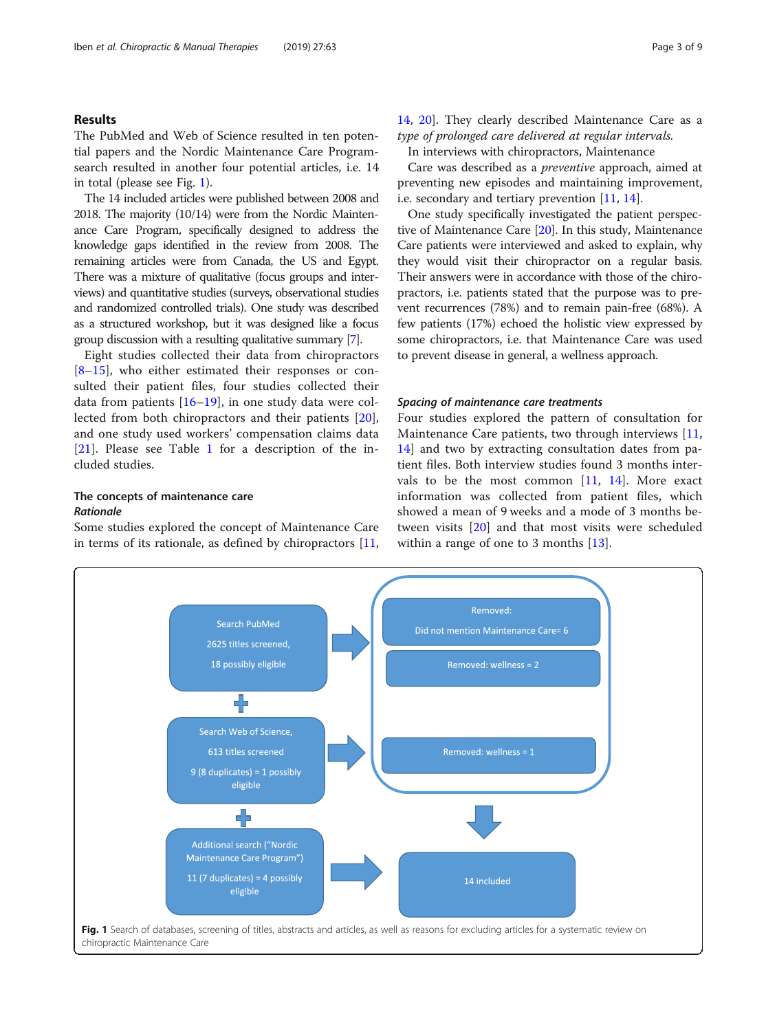## Results

The PubMed and Web of Science resulted in ten potential papers and the Nordic Maintenance Care Program-search resulted in another four potential articles, i.e. 14 in total (please see Fig. 1).

The 14 included articles were published between 2008 and 2018. The majority (10/14) were from the Nordic Maintenance Care Program, specifically designed to address the knowledge gaps identified in the review from 2008. The remaining articles were from Canada, the US and Egypt. There was a mixture of qualitative (focus groups and interviews) and quantitative studies (surveys, observational studies and randomized controlled trials). One study was described as a structured workshop, but it was designed like a focus group discussion with a resulting qualitative summary [7].

Eight studies collected their data from chiropractors [8–15], who either estimated their responses or consulted their patient files, four studies collected their data from patients [16–19], in one study data were collected from both chiropractors and their patients [20], and one study used workers' compensation claims data [21]. Please see Table 1 for a description of the included studies.

### The concepts of maintenance care

#### *Rationale*

Some studies explored the concept of Maintenance Care in terms of its rationale, as defined by chiropractors [11, 14, 20]. They clearly described Maintenance Care as a *type of prolonged care delivered at regular intervals.*

In interviews with chiropractors, Maintenance Care was described as a *preventive* approach, aimed at preventing new episodes and maintaining improvement, i.e. secondary and tertiary prevention [11, 14].

One study specifically investigated the patient perspective of Maintenance Care [20]. In this study, Maintenance Care patients were interviewed and asked to explain, why they would visit their chiropractor on a regular basis. Their answers were in accordance with those of the chiropractors, i.e. patients stated that the purpose was to prevent recurrences (78%) and to remain pain-free (68%). A few patients (17%) echoed the holistic view expressed by some chiropractors, i.e. that Maintenance Care was used to prevent disease in general, a wellness approach.

#### *Spacing of maintenance care treatments*

Four studies explored the pattern of consultation for Maintenance Care patients, two through interviews [11, 14] and two by extracting consultation dates from patient files. Both interview studies found 3 months intervals to be the most common [11, 14]. More exact information was collected from patient files, which showed a mean of 9 weeks and a mode of 3 months between visits [20] and that most visits were scheduled within a range of one to 3 months [13].

Search PubMed: 2625 titles screened, 18 possibly eligible → Removed: Did not mention Maintenance Care= 6; Removed: wellness = 2

Search Web of Science, 613 titles screened, 9 (8 duplicates) = 1 possibly eligible → Removed: wellness = 1

Additional search ("Nordic Maintenance Care Program") 11 (7 duplicates) = 4 possibly eligible → 14 included

**Fig. 1** Search of databases, screening of titles, abstracts and articles, as well as reasons for excluding articles for a systematic review on chiropractic Maintenance Care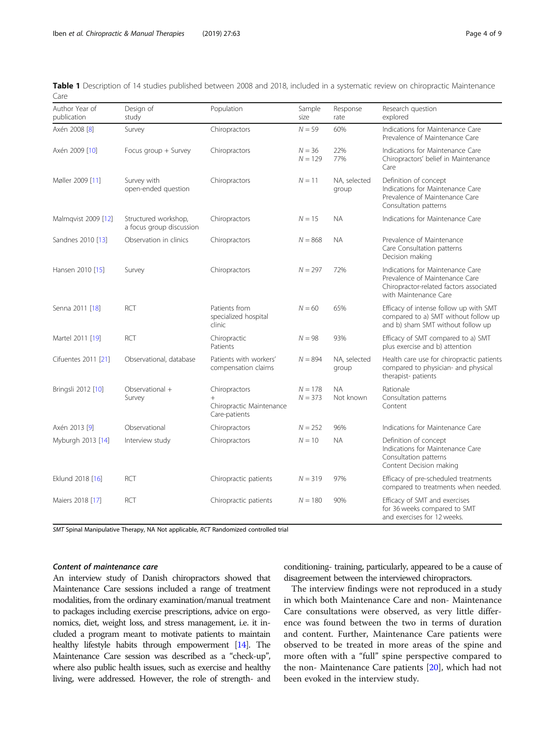**Table 1** Description of 14 studies published between 2008 and 2018, included in a systematic review on chiropractic Maintenance Care

| Author Year of publication | Design of study | Population | Sample size | Response rate | Research question explored |
|---|---|---|---|---|---|
| Axén 2008 [8] | Survey | Chiropractors | $N = 59$ | 60% | Indications for Maintenance Care<br>Prevalence of Maintenance Care |
| Axén 2009 [10] | Focus group + Survey | Chiropractors | $N = 36$<br>$N = 129$ | 22%<br>77% | Indications for Maintenance Care<br>Chiropractors' belief in Maintenance Care |
| Møller 2009 [11] | Survey with open-ended question | Chiropractors | $N = 11$ | NA, selected group | Definition of concept<br>Indications for Maintenance Care<br>Prevalence of Maintenance Care<br>Consultation patterns |
| Malmqvist 2009 [12] | Structured workshop, a focus group discussion | Chiropractors | $N = 15$ | NA | Indications for Maintenance Care |
| Sandnes 2010 [13] | Observation in clinics | Chiropractors | $N = 868$ | NA | Prevalence of Maintenance Care Consultation patterns<br>Decision making |
| Hansen 2010 [15] | Survey | Chiropractors | $N = 297$ | 72% | Indications for Maintenance Care<br>Prevalence of Maintenance Care<br>Chiropractor-related factors associated with Maintenance Care |
| Senna 2011 [18] | RCT | Patients from specialized hospital clinic | $N = 60$ | 65% | Efficacy of intense follow up with SMT compared to a) SMT without follow up and b) sham SMT without follow up |
| Martel 2011 [19] | RCT | Chiropractic Patients | $N = 98$ | 93% | Efficacy of SMT compared to a) SMT plus exercise and b) attention |
| Cifuentes 2011 [21] | Observational, database | Patients with workers' compensation claims | $N = 894$ | NA, selected group | Health care use for chiropractic patients compared to physician- and physical therapist- patients |
| Bringsli 2012 [10] | Observational + Survey | Chiropractors<br>+<br>Chiropractic Maintenance Care-patients | $N = 178$<br>$N = 373$ | NA<br>Not known | Rationale<br>Consultation patterns<br>Content |
| Axén 2013 [9] | Observational | Chiropractors | $N = 252$ | 96% | Indications for Maintenance Care |
| Myburgh 2013 [14] | Interview study | Chiropractors | $N = 10$ | NA | Definition of concept<br>Indications for Maintenance Care<br>Consultation patterns<br>Content Decision making |
| Eklund 2018 [16] | RCT | Chiropractic patients | $N = 319$ | 97% | Efficacy of pre-scheduled treatments compared to treatments when needed. |
| Maiers 2018 [17] | RCT | Chiropractic patients | $N = 180$ | 90% | Efficacy of SMT and exercises for 36 weeks compared to SMT and exercises for 12 weeks. |

*SMT* Spinal Manipulative Therapy, NA Not applicable, *RCT* Randomized controlled trial

### *Content of maintenance care*

An interview study of Danish chiropractors showed that Maintenance Care sessions included a range of treatment modalities, from the ordinary examination/manual treatment to packages including exercise prescriptions, advice on ergonomics, diet, weight loss, and stress management, i.e. it included a program meant to motivate patients to maintain healthy lifestyle habits through empowerment [14]. The Maintenance Care session was described as a "check-up", where also public health issues, such as exercise and healthy living, were addressed. However, the role of strength- and conditioning- training, particularly, appeared to be a cause of disagreement between the interviewed chiropractors.

The interview findings were not reproduced in a study in which both Maintenance Care and non- Maintenance Care consultations were observed, as very little difference was found between the two in terms of duration and content. Further, Maintenance Care patients were observed to be treated in more areas of the spine and more often with a "full" spine perspective compared to the non- Maintenance Care patients [20], which had not been evoked in the interview study.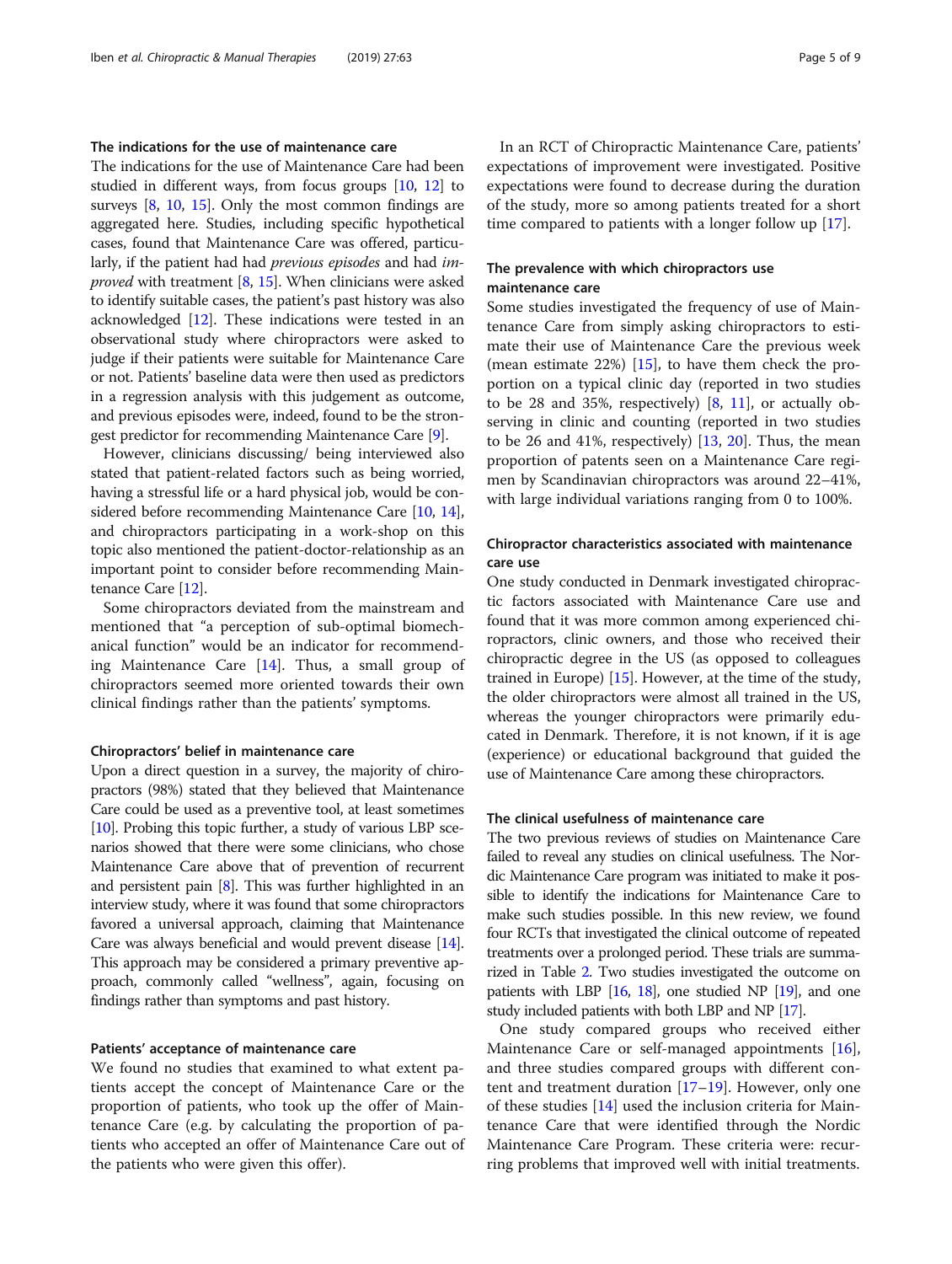### The indications for the use of maintenance care

The indications for the use of Maintenance Care had been studied in different ways, from focus groups [10, 12] to surveys [8, 10, 15]. Only the most common findings are aggregated here. Studies, including specific hypothetical cases, found that Maintenance Care was offered, particularly, if the patient had had *previous episodes* and had *improved* with treatment [8, 15]. When clinicians were asked to identify suitable cases, the patient's past history was also acknowledged [12]. These indications were tested in an observational study where chiropractors were asked to judge if their patients were suitable for Maintenance Care or not. Patients' baseline data were then used as predictors in a regression analysis with this judgement as outcome, and previous episodes were, indeed, found to be the strongest predictor for recommending Maintenance Care [9].

However, clinicians discussing/ being interviewed also stated that patient-related factors such as being worried, having a stressful life or a hard physical job, would be considered before recommending Maintenance Care [10, 14], and chiropractors participating in a work-shop on this topic also mentioned the patient-doctor-relationship as an important point to consider before recommending Maintenance Care [12].

Some chiropractors deviated from the mainstream and mentioned that "a perception of sub-optimal biomechanical function" would be an indicator for recommending Maintenance Care [14]. Thus, a small group of chiropractors seemed more oriented towards their own clinical findings rather than the patients' symptoms.

### Chiropractors' belief in maintenance care

Upon a direct question in a survey, the majority of chiropractors (98%) stated that they believed that Maintenance Care could be used as a preventive tool, at least sometimes [10]. Probing this topic further, a study of various LBP scenarios showed that there were some clinicians, who chose Maintenance Care above that of prevention of recurrent and persistent pain [8]. This was further highlighted in an interview study, where it was found that some chiropractors favored a universal approach, claiming that Maintenance Care was always beneficial and would prevent disease [14]. This approach may be considered a primary preventive approach, commonly called "wellness", again, focusing on findings rather than symptoms and past history.

### Patients' acceptance of maintenance care

We found no studies that examined to what extent patients accept the concept of Maintenance Care or the proportion of patients, who took up the offer of Maintenance Care (e.g. by calculating the proportion of patients who accepted an offer of Maintenance Care out of the patients who were given this offer).

In an RCT of Chiropractic Maintenance Care, patients' expectations of improvement were investigated. Positive expectations were found to decrease during the duration of the study, more so among patients treated for a short time compared to patients with a longer follow up [17].

### The prevalence with which chiropractors use maintenance care

Some studies investigated the frequency of use of Maintenance Care from simply asking chiropractors to estimate their use of Maintenance Care the previous week (mean estimate 22%) [15], to have them check the proportion of a typical clinic day (reported in two studies to be 28 and 35%, respectively) [8, 11], or actually observing in clinic and counting (reported in two studies to be 26 and 41%, respectively) [13, 20]. Thus, the mean proportion of patents seen on a Maintenance Care regimen by Scandinavian chiropractors was around 22–41%, with large individual variations ranging from 0 to 100%.

### Chiropractor characteristics associated with maintenance care use

One study conducted in Denmark investigated chiropractic factors associated with Maintenance Care use and found that it was more common among experienced chiropractors, clinic owners, and those who received their chiropractic degree in the US (as opposed to colleagues trained in Europe) [15]. However, at the time of the study, the older chiropractors were almost all trained in the US, whereas the younger chiropractors were primarily educated in Denmark. Therefore, it is not known, if it is age (experience) or educational background that guided the use of Maintenance Care among these chiropractors.

### The clinical usefulness of maintenance care

The two previous reviews of studies on Maintenance Care failed to reveal any studies on clinical usefulness. The Nordic Maintenance Care program was initiated to make it possible to identify the indications for Maintenance Care to make such studies possible. In this new review, we found four RCTs that investigated the clinical outcome of repeated treatments over a prolonged period. These trials are summarized in Table 2. Two studies investigated the outcome on patients with LBP [16, 18], one studied NP [19], and one study included patients with both LBP and NP [17].

One study compared groups who received either Maintenance Care or self-managed appointments [16], and three studies compared groups with different content and treatment duration [17–19]. However, only one of these studies [14] used the inclusion criteria for Maintenance Care that were identified through the Nordic Maintenance Care Program. These criteria were: recurring problems that improved well with initial treatments.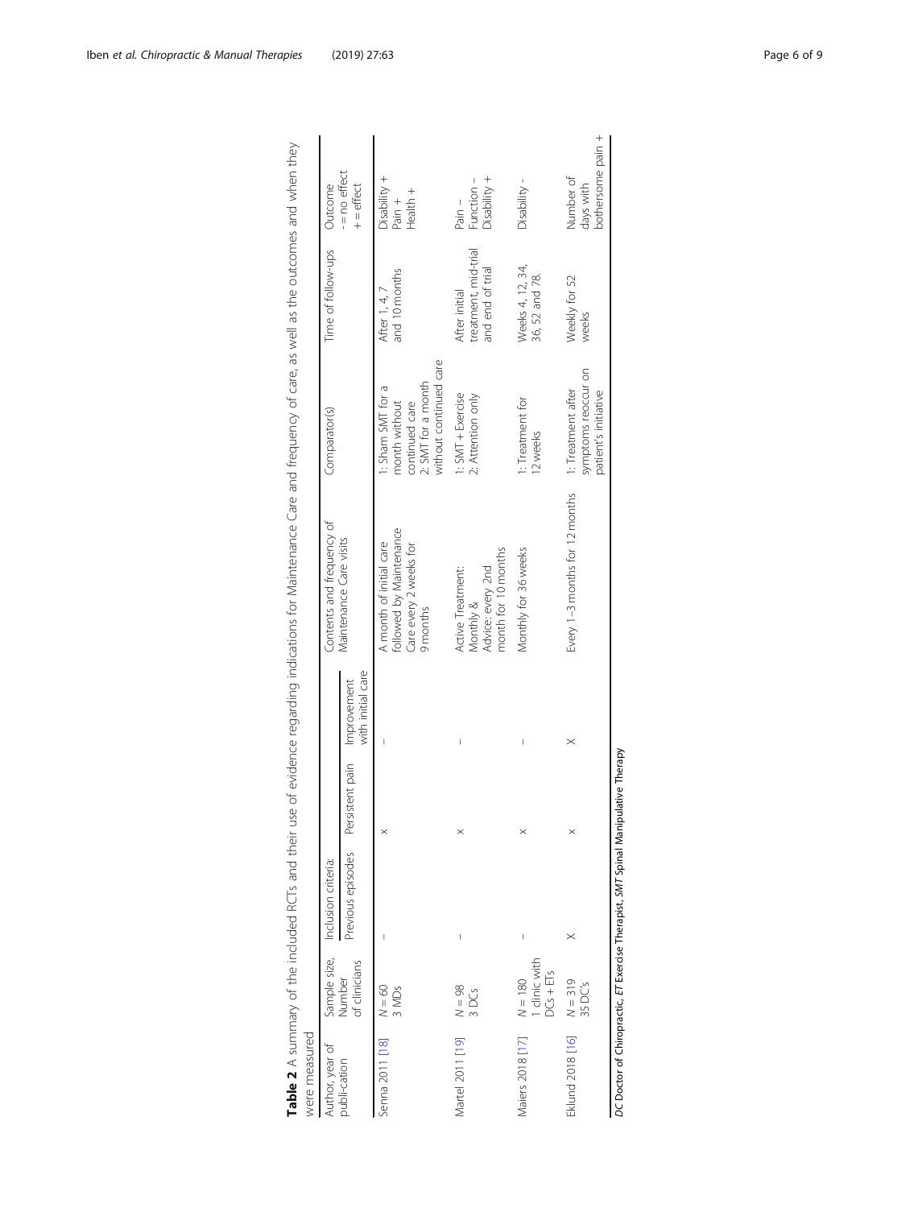**Table 2** A summary of the included RCTs and their use of evidence regarding indications for Maintenance Care and frequency of care, as well as the outcomes and when they were measured

| Author, year of publi-cation | Sample size, Number of clinicians | Inclusion criteria: | | | Contents and frequency of Maintenance Care visits | Comparator(s) | Time of follow-ups | Outcome - = no effect + = effect |
|---|---|---|---|---|---|---|---|---|
| | | Previous episodes | Persistent pain | Improvement with initial care | | | | |
| Senna 2011 [18] | N = 60 3 MDs | – | × | – | A month of initial care followed by Maintenance Care every 2 weeks for 9 months | 1: Sham SMT for a month without continued care 2: SMT for a month without continued care | After 1, 4, 7 and 10 months | Disability + Pain + Health + |
| Martel 2011 [19] | N = 98 3 DCs | – | × | – | Active Treatment: Monthly & Advice: every 2nd month for 10 months | 1: SMT + Exercise 2: Attention only | After initial treatment, mid-trial and end of trial | Pain – Function – Disability + |
| Maiers 2018 [17] | N = 180 1 clinic with DCs + ETs | – | × | – | Monthly for 36 weeks | 1: Treatment for 12 weeks | Weeks 4, 12, 34, 36, 52 and 78. | Disability - |
| Eklund 2018 [16] | N = 319 35 DC's | × | × | × | Every 1–3 months for 12 months | 1: Treatment after symptoms reoccur on patient's initiative | Weekly for 52 weeks | Number of days with bothersome pain + |

*DC* Doctor of Chiropractic, *ET* Exercise Therapist, *SMT* Spinal Manipulative Therapy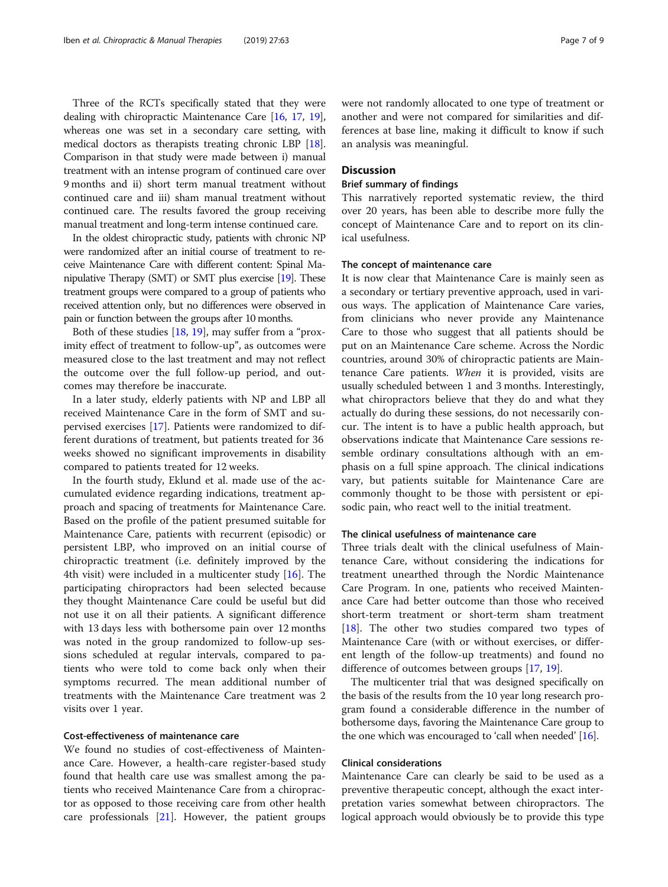Three of the RCTs specifically stated that they were dealing with chiropractic Maintenance Care [16, 17, 19], whereas one was set in a secondary care setting, with medical doctors as therapists treating chronic LBP [18]. Comparison in that study were made between i) manual treatment with an intense program of continued care over 9 months and ii) short term manual treatment without continued care and iii) sham manual treatment without continued care. The results favored the group receiving manual treatment and long-term intense continued care.

In the oldest chiropractic study, patients with chronic NP were randomized after an initial course of treatment to receive Maintenance Care with different content: Spinal Manipulative Therapy (SMT) or SMT plus exercise [19]. These treatment groups were compared to a group of patients who received attention only, but no differences were observed in pain or function between the groups after 10 months.

Both of these studies [18, 19], may suffer from a "proximity effect of treatment to follow-up", as outcomes were measured close to the last treatment and may not reflect the outcome over the full follow-up period, and outcomes may therefore be inaccurate.

In a later study, elderly patients with NP and LBP all received Maintenance Care in the form of SMT and supervised exercises [17]. Patients were randomized to different durations of treatment, but patients treated for 36 weeks showed no significant improvements in disability compared to patients treated for 12 weeks.

In the fourth study, Eklund et al. made use of the accumulated evidence regarding indications, treatment approach and spacing of treatments for Maintenance Care. Based on the profile of the patient presumed suitable for Maintenance Care, patients with recurrent (episodic) or persistent LBP, who improved on an initial course of chiropractic treatment (i.e. definitely improved by the 4th visit) were included in a multicenter study [16]. The participating chiropractors had been selected because they thought Maintenance Care could be useful but did not use it on all their patients. A significant difference with 13 days less with bothersome pain over 12 months was noted in the group randomized to follow-up sessions scheduled at regular intervals, compared to patients who were told to come back only when their symptoms recurred. The mean additional number of treatments with the Maintenance Care treatment was 2 visits over 1 year.

### Cost-effectiveness of maintenance care

We found no studies of cost-effectiveness of Maintenance Care. However, a health-care register-based study found that health care use was smallest among the patients who received Maintenance Care from a chiropractor as opposed to those receiving care from other health care professionals [21]. However, the patient groups were not randomly allocated to one type of treatment or another and were not compared for similarities and differences at base line, making it difficult to know if such an analysis was meaningful.

## Discussion

### Brief summary of findings

This narratively reported systematic review, the third over 20 years, has been able to describe more fully the concept of Maintenance Care and to report on its clinical usefulness.

### The concept of maintenance care

It is now clear that Maintenance Care is mainly seen as a secondary or tertiary preventive approach, used in various ways. The application of Maintenance Care varies, from clinicians who never provide any Maintenance Care to those who suggest that all patients should be put on an Maintenance Care scheme. Across the Nordic countries, around 30% of chiropractic patients are Maintenance Care patients. *When* it is provided, visits are usually scheduled between 1 and 3 months. Interestingly, what chiropractors believe that they do and what they actually do during these sessions, do not necessarily concur. The intent is to have a public health approach, but observations indicate that Maintenance Care sessions resemble ordinary consultations although with an emphasis on a full spine approach. The clinical indications vary, but patients suitable for Maintenance Care are commonly thought to be those with persistent or episodic pain, who react well to the initial treatment.

### The clinical usefulness of maintenance care

Three trials dealt with the clinical usefulness of Maintenance Care, without considering the indications for treatment unearthed through the Nordic Maintenance Care Program. In one, patients who received Maintenance Care had better outcome than those who received short-term treatment or short-term sham treatment [18]. The other two studies compared two types of Maintenance Care (with or without exercises, or different length of the follow-up treatments) and found no difference of outcomes between groups [17, 19].

The multicenter trial that was designed specifically on the basis of the results from the 10 year long research program found a considerable difference in the number of bothersome days, favoring the Maintenance Care group to the one which was encouraged to 'call when needed' [16].

### Clinical considerations

Maintenance Care can clearly be said to be used as a preventive therapeutic concept, although the exact interpretation varies somewhat between chiropractors. The logical approach would obviously be to provide this type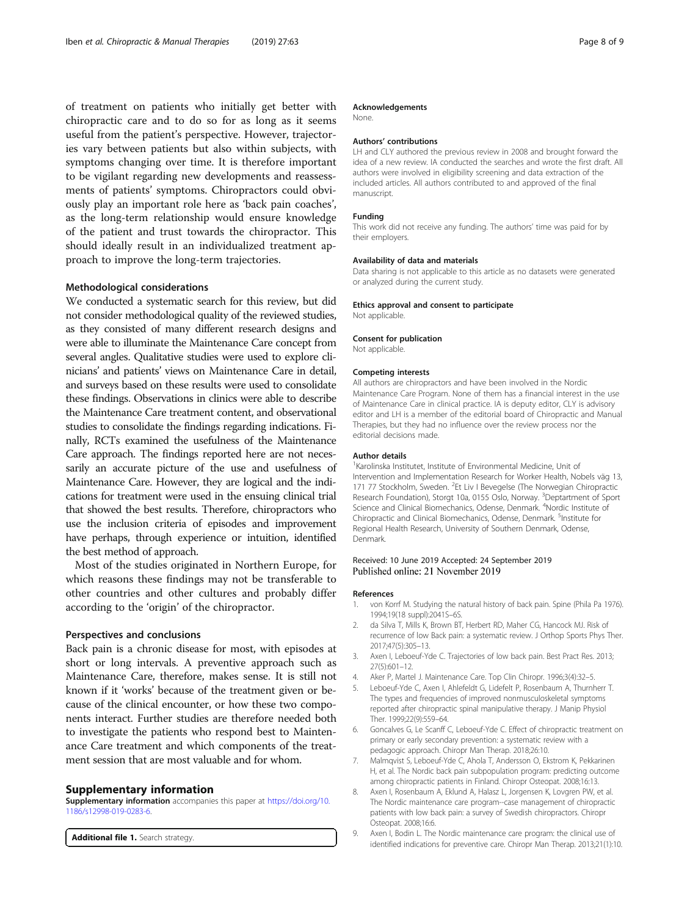of treatment on patients who initially get better with chiropractic care and to do so for as long as it seems useful from the patient's perspective. However, trajectories vary between patients but also within subjects, with symptoms changing over time. It is therefore important to be vigilant regarding new developments and reassessments of patients' symptoms. Chiropractors could obviously play an important role here as 'back pain coaches', as the long-term relationship would ensure knowledge of the patient and trust towards the chiropractor. This should ideally result in an individualized treatment approach to improve the long-term trajectories.

### Methodological considerations

We conducted a systematic search for this review, but did not consider methodological quality of the reviewed studies, as they consisted of many different research designs and were able to illuminate the Maintenance Care concept from several angles. Qualitative studies were used to explore clinicians' and patients' views on Maintenance Care in detail, and surveys based on these results were used to consolidate these findings. Observations in clinics were able to describe the Maintenance Care treatment content, and observational studies to consolidate the findings regarding indications. Finally, RCTs examined the usefulness of the Maintenance Care approach. The findings reported here are not necessarily an accurate picture of the use and usefulness of Maintenance Care. However, they are logical and the indications for treatment were used in the ensuing clinical trial that showed the best results. Therefore, chiropractors who use the inclusion criteria of episodes and improvement have perhaps, through experience or intuition, identified the best method of approach.

Most of the studies originated in Northern Europe, for which reasons these findings may not be transferable to other countries and other cultures and probably differ according to the 'origin' of the chiropractor.

### Perspectives and conclusions

Back pain is a chronic disease for most, with episodes at short or long intervals. A preventive approach such as Maintenance Care, therefore, makes sense. It is still not known if it 'works' because of the treatment given or because of the clinical encounter, or how these two components interact. Further studies are therefore needed both to investigate the patients who respond best to Maintenance Care treatment and which components of the treatment session that are most valuable and for whom.

## Supplementary information

**Supplementary information** accompanies this paper at https://doi.org/10.1186/s12998-019-0283-6.

**Additional file 1.** Search strategy.

### Acknowledgements

None.

### Authors' contributions

LH and CLY authored the previous review in 2008 and brought forward the idea of a new review. IA conducted the searches and wrote the first draft. All authors were involved in eligibility screening and data extraction of the included articles. All authors contributed to and approved of the final manuscript.

### Funding

This work did not receive any funding. The authors' time was paid for by their employers.

### Availability of data and materials

Data sharing is not applicable to this article as no datasets were generated or analyzed during the current study.

### Ethics approval and consent to participate

Not applicable.

### Consent for publication

Not applicable.

### Competing interests

All authors are chiropractors and have been involved in the Nordic Maintenance Care Program. None of them has a financial interest in the use of Maintenance Care in clinical practice. IA is deputy editor, CLY is advisory editor and LH is a member of the editorial board of Chiropractic and Manual Therapies, but they had no influence over the review process nor the editorial decisions made.

### Author details

[1]Karolinska Institutet, Institute of Environmental Medicine, Unit of Intervention and Implementation Research for Worker Health, Nobels väg 13, 171 77 Stockholm, Sweden. [2]Et Liv I Bevegelse (The Norwegian Chiropractic Research Foundation), Storgt 10a, 0155 Oslo, Norway. [3]Deptartment of Sport Science and Clinical Biomechanics, Odense, Denmark. [4]Nordic Institute of Chiropractic and Clinical Biomechanics, Odense, Denmark. [5]Institute for Regional Health Research, University of Southern Denmark, Odense, Denmark.

Received: 10 June 2019 Accepted: 24 September 2019
Published online: 21 November 2019

### References

1. von Korrf M. Studying the natural history of back pain. Spine (Phila Pa 1976). 1994;19(18 suppl):2041S–6S.
2. da Silva T, Mills K, Brown BT, Herbert RD, Maher CG, Hancock MJ. Risk of recurrence of low Back pain: a systematic review. J Orthop Sports Phys Ther. 2017;47(5):305–13.
3. Axen I, Leboeuf-Yde C. Trajectories of low back pain. Best Pract Res. 2013; 27(5):601–12.
4. Aker P, Martel J. Maintenance Care. Top Clin Chiropr. 1996;3(4):32–5.
5. Leboeuf-Yde C, Axen I, Ahlefeldt G, Lidefelt P, Rosenbaum A, Thurnherr T. The types and frequencies of improved nonmusculoskeletal symptoms reported after chiropractic spinal manipulative therapy. J Manip Physiol Ther. 1999;22(9):559–64.
6. Goncalves G, Le Scanff C, Leboeuf-Yde C. Effect of chiropractic treatment on primary or early secondary prevention: a systematic review with a pedagogic approach. Chiropr Man Therap. 2018;26:10.
7. Malmqvist S, Leboeuf-Yde C, Ahola T, Andersson O, Ekstrom K, Pekkarinen H, et al. The Nordic back pain subpopulation program: predicting outcome among chiropractic patients in Finland. Chiropr Osteopat. 2008;16:13.
8. Axen I, Rosenbaum A, Eklund A, Halasz L, Jorgensen K, Lovgren PW, et al. The Nordic maintenance care program--case management of chiropractic patients with low back pain: a survey of Swedish chiropractors. Chiropr Osteopat. 2008;16:6.
9. Axen I, Bodin L. The Nordic maintenance care program: the clinical use of identified indications for preventive care. Chiropr Man Therap. 2013;21(1):10.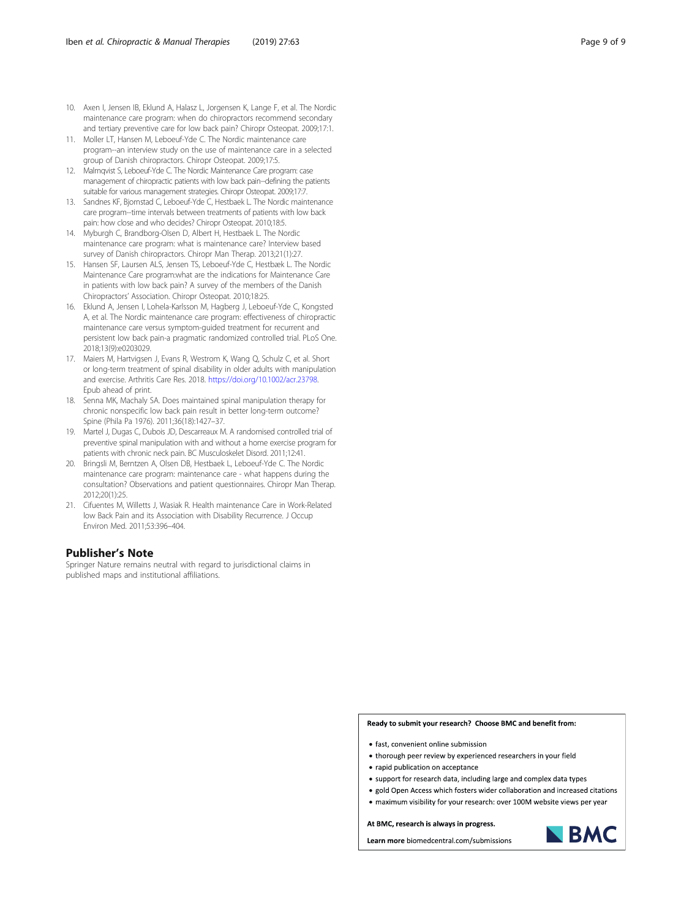10. Axen I, Jensen IB, Eklund A, Halasz L, Jorgensen K, Lange F, et al. The Nordic maintenance care program: when do chiropractors recommend secondary and tertiary preventive care for low back pain? Chiropr Osteopat. 2009;17:1.
11. Moller LT, Hansen M, Leboeuf-Yde C. The Nordic maintenance care program--an interview study on the use of maintenance care in a selected group of Danish chiropractors. Chiropr Osteopat. 2009;17:5.
12. Malmqvist S, Leboeuf-Yde C. The Nordic Maintenance Care program: case management of chiropractic patients with low back pain--defining the patients suitable for various management strategies. Chiropr Osteopat. 2009;17:7.
13. Sandnes KF, Bjornstad C, Leboeuf-Yde C, Hestbaek L. The Nordic maintenance care program--time intervals between treatments of patients with low back pain: how close and who decides? Chiropr Osteopat. 2010;18:5.
14. Myburgh C, Brandborg-Olsen D, Albert H, Hestbaek L. The Nordic maintenance care program: what is maintenance care? Interview based survey of Danish chiropractors. Chiropr Man Therap. 2013;21(1):27.
15. Hansen SF, Laursen ALS, Jensen TS, Leboeuf-Yde C, Hestbæk L. The Nordic Maintenance Care program:what are the indications for Maintenance Care in patients with low back pain? A survey of the members of the Danish Chiropractors' Association. Chiropr Osteopat. 2010;18:25.
16. Eklund A, Jensen I, Lohela-Karlsson M, Hagberg J, Leboeuf-Yde C, Kongsted A, et al. The Nordic maintenance care program: effectiveness of chiropractic maintenance care versus symptom-guided treatment for recurrent and persistent low back pain-a pragmatic randomized controlled trial. PLoS One. 2018;13(9):e0203029.
17. Maiers M, Hartvigsen J, Evans R, Westrom K, Wang Q, Schulz C, et al. Short or long-term treatment of spinal disability in older adults with manipulation and exercise. Arthritis Care Res. 2018. https://doi.org/10.1002/acr.23798. Epub ahead of print.
18. Senna MK, Machaly SA. Does maintained spinal manipulation therapy for chronic nonspecific low back pain result in better long-term outcome? Spine (Phila Pa 1976). 2011;36(18):1427–37.
19. Martel J, Dugas C, Dubois JD, Descarreaux M. A randomised controlled trial of preventive spinal manipulation with and without a home exercise program for patients with chronic neck pain. BC Musculoskelet Disord. 2011;12:41.
20. Bringsli M, Berntzen A, Olsen DB, Hestbaek L, Leboeuf-Yde C. The Nordic maintenance care program: maintenance care - what happens during the consultation? Observations and patient questionnaires. Chiropr Man Therap. 2012;20(1):25.
21. Cifuentes M, Willetts J, Wasiak R. Health maintenance Care in Work-Related low Back Pain and its Association with Disability Recurrence. J Occup Environ Med. 2011;53:396–404.

## Publisher's Note

Springer Nature remains neutral with regard to jurisdictional claims in published maps and institutional affiliations.

**Ready to submit your research? Choose BMC and benefit from:**

- fast, convenient online submission
- thorough peer review by experienced researchers in your field
- rapid publication on acceptance
- support for research data, including large and complex data types
- gold Open Access which fosters wider collaboration and increased citations
- maximum visibility for your research: over 100M website views per year

**At BMC, research is always in progress.**

**Learn more** biomedcentral.com/submissions